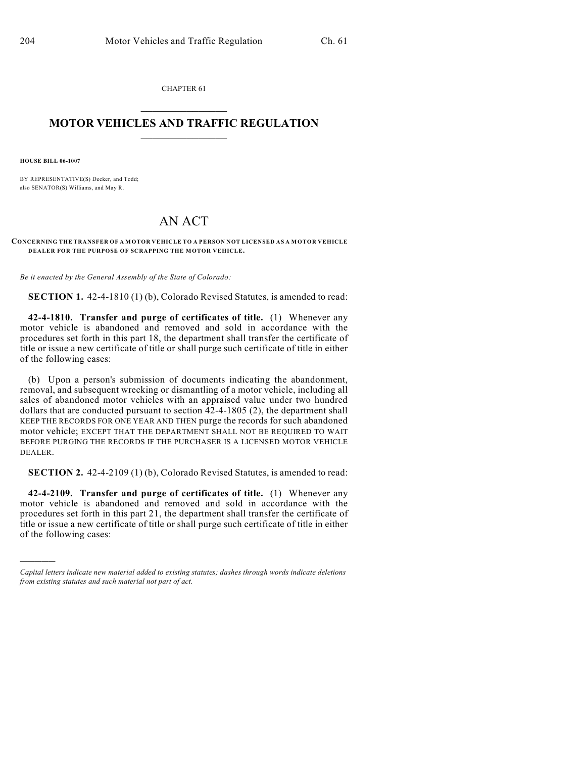CHAPTER 61

# MOTOR VEHICLES AND TRAFFIC REGULATION

**HOUSE BILL 06-1007**

BY REPRESENTATIVE(S) Decker, and Todd;
also SENATOR(S) Williams, and May R.

# AN ACT

**CONCERNING THE TRANSFER OF A MOTOR VEHICLE TO A PERSON NOT LICENSED AS A MOTOR VEHICLE DEALER FOR THE PURPOSE OF SCRAPPING THE MOTOR VEHICLE.**

*Be it enacted by the General Assembly of the State of Colorado:*

**SECTION 1.** 42-4-1810 (1) (b), Colorado Revised Statutes, is amended to read:

**42-4-1810. Transfer and purge of certificates of title.** (1) Whenever any motor vehicle is abandoned and removed and sold in accordance with the procedures set forth in this part 18, the department shall transfer the certificate of title or issue a new certificate of title or shall purge such certificate of title in either of the following cases:

(b) Upon a person's submission of documents indicating the abandonment, removal, and subsequent wrecking or dismantling of a motor vehicle, including all sales of abandoned motor vehicles with an appraised value under two hundred dollars that are conducted pursuant to section 42-4-1805 (2), the department shall KEEP THE RECORDS FOR ONE YEAR AND THEN purge the records for such abandoned motor vehicle; EXCEPT THAT THE DEPARTMENT SHALL NOT BE REQUIRED TO WAIT BEFORE PURGING THE RECORDS IF THE PURCHASER IS A LICENSED MOTOR VEHICLE DEALER.

**SECTION 2.** 42-4-2109 (1) (b), Colorado Revised Statutes, is amended to read:

**42-4-2109. Transfer and purge of certificates of title.** (1) Whenever any motor vehicle is abandoned and removed and sold in accordance with the procedures set forth in this part 21, the department shall transfer the certificate of title or issue a new certificate of title or shall purge such certificate of title in either of the following cases:

---

*Capital letters indicate new material added to existing statutes; dashes through words indicate deletions from existing statutes and such material not part of act.*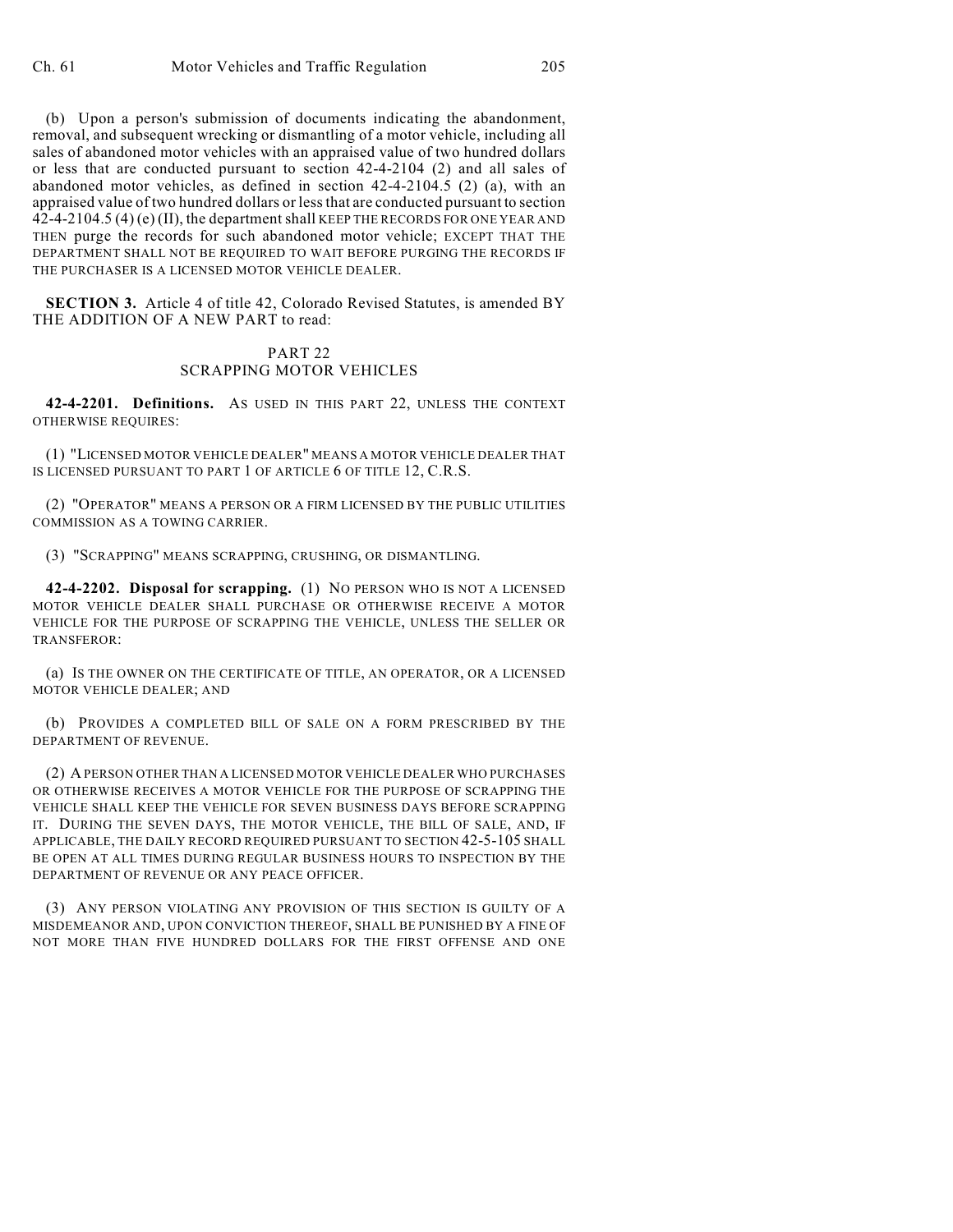(b) Upon a person's submission of documents indicating the abandonment, removal, and subsequent wrecking or dismantling of a motor vehicle, including all sales of abandoned motor vehicles with an appraised value of two hundred dollars or less that are conducted pursuant to section 42-4-2104 (2) and all sales of abandoned motor vehicles, as defined in section 42-4-2104.5 (2) (a), with an appraised value of two hundred dollars or less that are conducted pursuant to section 42-4-2104.5 (4) (e) (II), the department shall KEEP THE RECORDS FOR ONE YEAR AND THEN purge the records for such abandoned motor vehicle; EXCEPT THAT THE DEPARTMENT SHALL NOT BE REQUIRED TO WAIT BEFORE PURGING THE RECORDS IF THE PURCHASER IS A LICENSED MOTOR VEHICLE DEALER.

**SECTION 3.** Article 4 of title 42, Colorado Revised Statutes, is amended BY THE ADDITION OF A NEW PART to read:

PART 22
SCRAPPING MOTOR VEHICLES

**42-4-2201. Definitions.** AS USED IN THIS PART 22, UNLESS THE CONTEXT OTHERWISE REQUIRES:

(1) "LICENSED MOTOR VEHICLE DEALER" MEANS A MOTOR VEHICLE DEALER THAT IS LICENSED PURSUANT TO PART 1 OF ARTICLE 6 OF TITLE 12, C.R.S.

(2) "OPERATOR" MEANS A PERSON OR A FIRM LICENSED BY THE PUBLIC UTILITIES COMMISSION AS A TOWING CARRIER.

(3) "SCRAPPING" MEANS SCRAPPING, CRUSHING, OR DISMANTLING.

**42-4-2202. Disposal for scrapping.** (1) NO PERSON WHO IS NOT A LICENSED MOTOR VEHICLE DEALER SHALL PURCHASE OR OTHERWISE RECEIVE A MOTOR VEHICLE FOR THE PURPOSE OF SCRAPPING THE VEHICLE, UNLESS THE SELLER OR TRANSFEROR:

(a) IS THE OWNER ON THE CERTIFICATE OF TITLE, AN OPERATOR, OR A LICENSED MOTOR VEHICLE DEALER; AND

(b) PROVIDES A COMPLETED BILL OF SALE ON A FORM PRESCRIBED BY THE DEPARTMENT OF REVENUE.

(2) A PERSON OTHER THAN A LICENSED MOTOR VEHICLE DEALER WHO PURCHASES OR OTHERWISE RECEIVES A MOTOR VEHICLE FOR THE PURPOSE OF SCRAPPING THE VEHICLE SHALL KEEP THE VEHICLE FOR SEVEN BUSINESS DAYS BEFORE SCRAPPING IT. DURING THE SEVEN DAYS, THE MOTOR VEHICLE, THE BILL OF SALE, AND, IF APPLICABLE, THE DAILY RECORD REQUIRED PURSUANT TO SECTION 42-5-105 SHALL BE OPEN AT ALL TIMES DURING REGULAR BUSINESS HOURS TO INSPECTION BY THE DEPARTMENT OF REVENUE OR ANY PEACE OFFICER.

(3) ANY PERSON VIOLATING ANY PROVISION OF THIS SECTION IS GUILTY OF A MISDEMEANOR AND, UPON CONVICTION THEREOF, SHALL BE PUNISHED BY A FINE OF NOT MORE THAN FIVE HUNDRED DOLLARS FOR THE FIRST OFFENSE AND ONE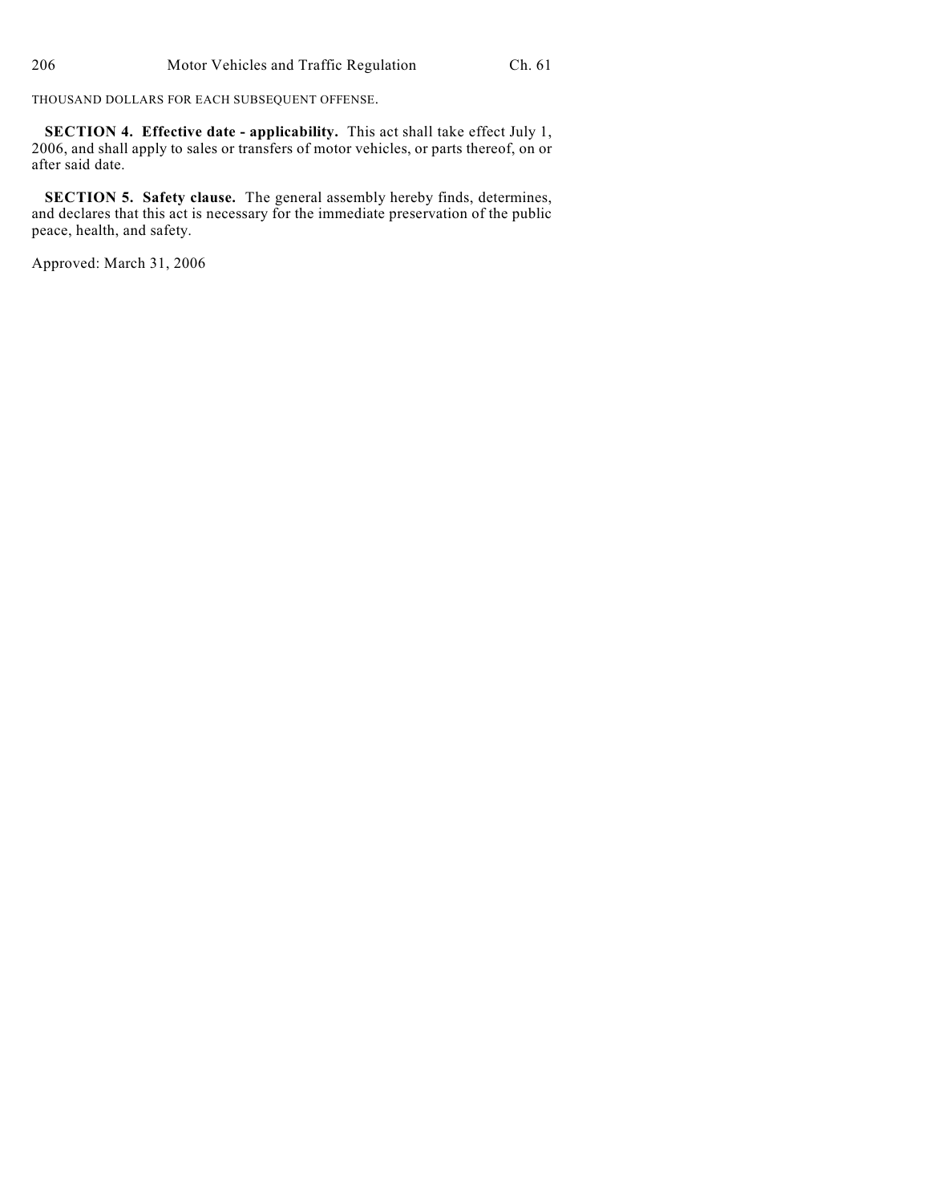THOUSAND DOLLARS FOR EACH SUBSEQUENT OFFENSE.

**SECTION 4. Effective date - applicability.** This act shall take effect July 1, 2006, and shall apply to sales or transfers of motor vehicles, or parts thereof, on or after said date.

**SECTION 5. Safety clause.** The general assembly hereby finds, determines, and declares that this act is necessary for the immediate preservation of the public peace, health, and safety.

Approved: March 31, 2006